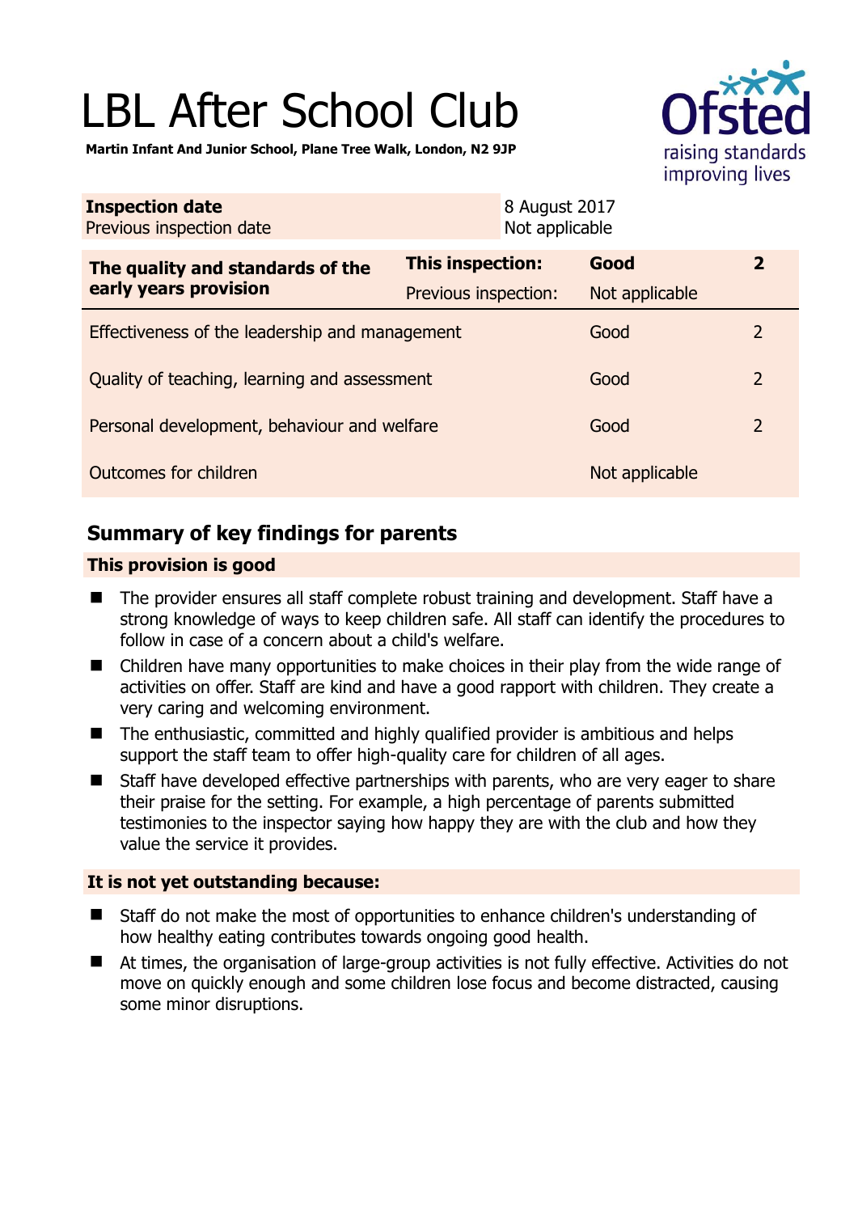# LBL After School Club

**Martin Infant And Junior School, Plane Tree Walk, London, N2 9JP**

| **Inspection date** | 8 August 2017 |
|---|---|
| Previous inspection date | Not applicable |

| **The quality and standards of the early years provision** | **This inspection:** | **Good** | **2** |
|---|---|---|---|
| | Previous inspection: | Not applicable | |
| Effectiveness of the leadership and management | | Good | 2 |
| Quality of teaching, learning and assessment | | Good | 2 |
| Personal development, behaviour and welfare | | Good | 2 |
| Outcomes for children | | Not applicable | |

## Summary of key findings for parents

### This provision is good

- The provider ensures all staff complete robust training and development. Staff have a strong knowledge of ways to keep children safe. All staff can identify the procedures to follow in case of a concern about a child's welfare.
- Children have many opportunities to make choices in their play from the wide range of activities on offer. Staff are kind and have a good rapport with children. They create a very caring and welcoming environment.
- The enthusiastic, committed and highly qualified provider is ambitious and helps support the staff team to offer high-quality care for children of all ages.
- Staff have developed effective partnerships with parents, who are very eager to share their praise for the setting. For example, a high percentage of parents submitted testimonies to the inspector saying how happy they are with the club and how they value the service it provides.

### It is not yet outstanding because:

- Staff do not make the most of opportunities to enhance children's understanding of how healthy eating contributes towards ongoing good health.
- At times, the organisation of large-group activities is not fully effective. Activities do not move on quickly enough and some children lose focus and become distracted, causing some minor disruptions.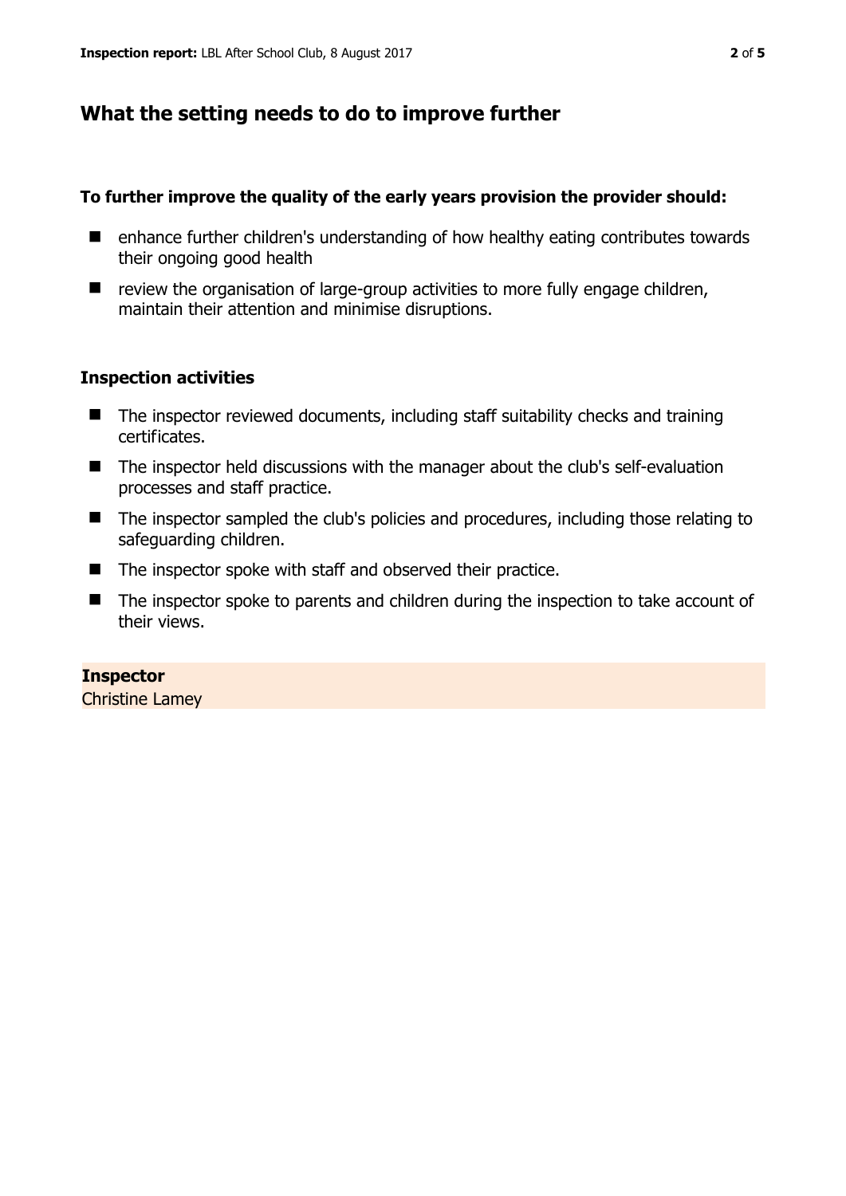## What the setting needs to do to improve further

**To further improve the quality of the early years provision the provider should:**

- enhance further children's understanding of how healthy eating contributes towards their ongoing good health
- review the organisation of large-group activities to more fully engage children, maintain their attention and minimise disruptions.

### Inspection activities

- The inspector reviewed documents, including staff suitability checks and training certificates.
- The inspector held discussions with the manager about the club's self-evaluation processes and staff practice.
- The inspector sampled the club's policies and procedures, including those relating to safeguarding children.
- The inspector spoke with staff and observed their practice.
- The inspector spoke to parents and children during the inspection to take account of their views.

**Inspector**
Christine Lamey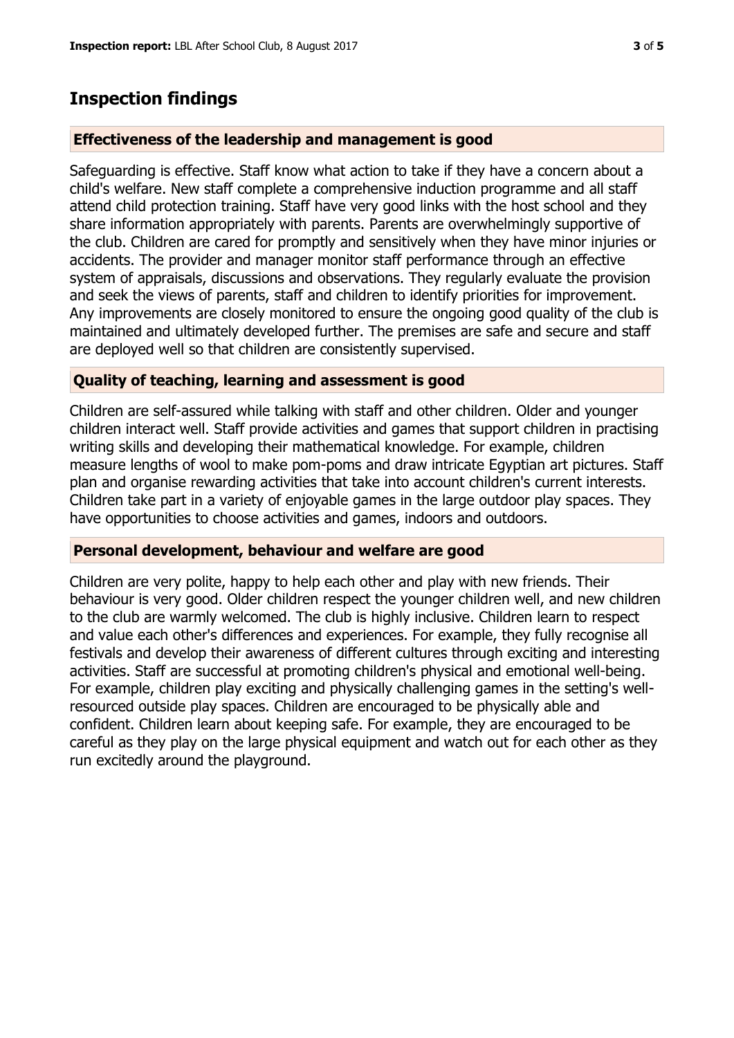## Inspection findings

### Effectiveness of the leadership and management is good

Safeguarding is effective. Staff know what action to take if they have a concern about a child's welfare. New staff complete a comprehensive induction programme and all staff attend child protection training. Staff have very good links with the host school and they share information appropriately with parents. Parents are overwhelmingly supportive of the club. Children are cared for promptly and sensitively when they have minor injuries or accidents. The provider and manager monitor staff performance through an effective system of appraisals, discussions and observations. They regularly evaluate the provision and seek the views of parents, staff and children to identify priorities for improvement. Any improvements are closely monitored to ensure the ongoing good quality of the club is maintained and ultimately developed further. The premises are safe and secure and staff are deployed well so that children are consistently supervised.

### Quality of teaching, learning and assessment is good

Children are self-assured while talking with staff and other children. Older and younger children interact well. Staff provide activities and games that support children in practising writing skills and developing their mathematical knowledge. For example, children measure lengths of wool to make pom-poms and draw intricate Egyptian art pictures. Staff plan and organise rewarding activities that take into account children's current interests. Children take part in a variety of enjoyable games in the large outdoor play spaces. They have opportunities to choose activities and games, indoors and outdoors.

### Personal development, behaviour and welfare are good

Children are very polite, happy to help each other and play with new friends. Their behaviour is very good. Older children respect the younger children well, and new children to the club are warmly welcomed. The club is highly inclusive. Children learn to respect and value each other's differences and experiences. For example, they fully recognise all festivals and develop their awareness of different cultures through exciting and interesting activities. Staff are successful at promoting children's physical and emotional well-being. For example, children play exciting and physically challenging games in the setting's well-resourced outside play spaces. Children are encouraged to be physically able and confident. Children learn about keeping safe. For example, they are encouraged to be careful as they play on the large physical equipment and watch out for each other as they run excitedly around the playground.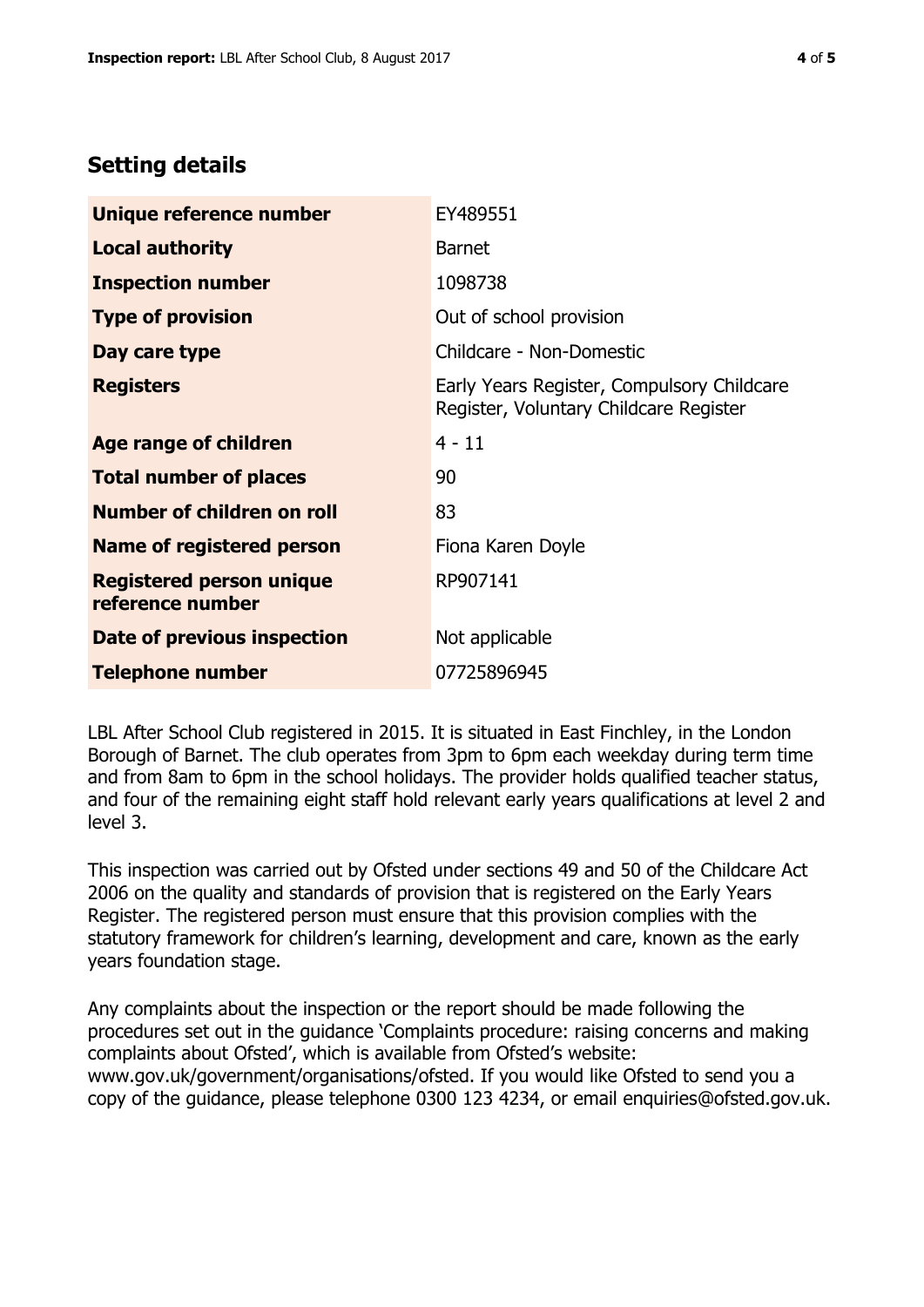## Setting details

| | |
|---|---|
| **Unique reference number** | EY489551 |
| **Local authority** | Barnet |
| **Inspection number** | 1098738 |
| **Type of provision** | Out of school provision |
| **Day care type** | Childcare - Non-Domestic |
| **Registers** | Early Years Register, Compulsory Childcare Register, Voluntary Childcare Register |
| **Age range of children** | 4 - 11 |
| **Total number of places** | 90 |
| **Number of children on roll** | 83 |
| **Name of registered person** | Fiona Karen Doyle |
| **Registered person unique reference number** | RP907141 |
| **Date of previous inspection** | Not applicable |
| **Telephone number** | 07725896945 |

LBL After School Club registered in 2015. It is situated in East Finchley, in the London Borough of Barnet. The club operates from 3pm to 6pm each weekday during term time and from 8am to 6pm in the school holidays. The provider holds qualified teacher status, and four of the remaining eight staff hold relevant early years qualifications at level 2 and level 3.

This inspection was carried out by Ofsted under sections 49 and 50 of the Childcare Act 2006 on the quality and standards of provision that is registered on the Early Years Register. The registered person must ensure that this provision complies with the statutory framework for children's learning, development and care, known as the early years foundation stage.

Any complaints about the inspection or the report should be made following the procedures set out in the guidance 'Complaints procedure: raising concerns and making complaints about Ofsted', which is available from Ofsted's website: www.gov.uk/government/organisations/ofsted. If you would like Ofsted to send you a copy of the guidance, please telephone 0300 123 4234, or email enquiries@ofsted.gov.uk.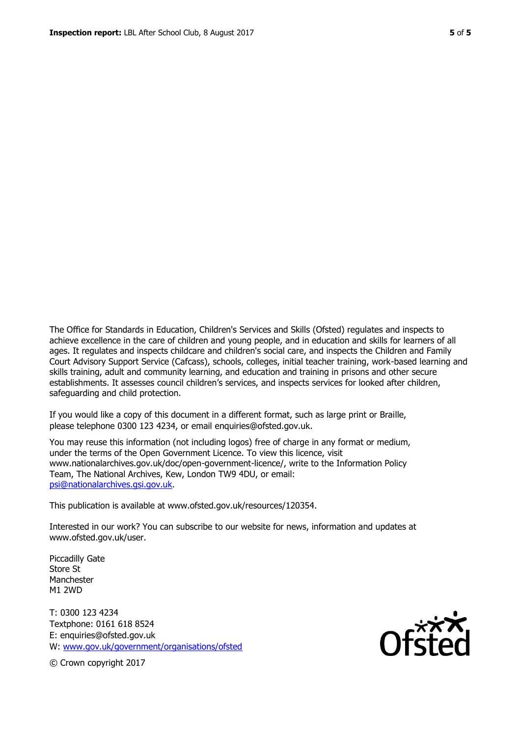The Office for Standards in Education, Children's Services and Skills (Ofsted) regulates and inspects to achieve excellence in the care of children and young people, and in education and skills for learners of all ages. It regulates and inspects childcare and children's social care, and inspects the Children and Family Court Advisory Support Service (Cafcass), schools, colleges, initial teacher training, work-based learning and skills training, adult and community learning, and education and training in prisons and other secure establishments. It assesses council children's services, and inspects services for looked after children, safeguarding and child protection.

If you would like a copy of this document in a different format, such as large print or Braille, please telephone 0300 123 4234, or email enquiries@ofsted.gov.uk.

You may reuse this information (not including logos) free of charge in any format or medium, under the terms of the Open Government Licence. To view this licence, visit www.nationalarchives.gov.uk/doc/open-government-licence/, write to the Information Policy Team, The National Archives, Kew, London TW9 4DU, or email: psi@nationalarchives.gsi.gov.uk.

This publication is available at www.ofsted.gov.uk/resources/120354.

Interested in our work? You can subscribe to our website for news, information and updates at www.ofsted.gov.uk/user.

Piccadilly Gate
Store St
Manchester
M1 2WD

T: 0300 123 4234
Textphone: 0161 618 8524
E: enquiries@ofsted.gov.uk
W: www.gov.uk/government/organisations/ofsted

© Crown copyright 2017